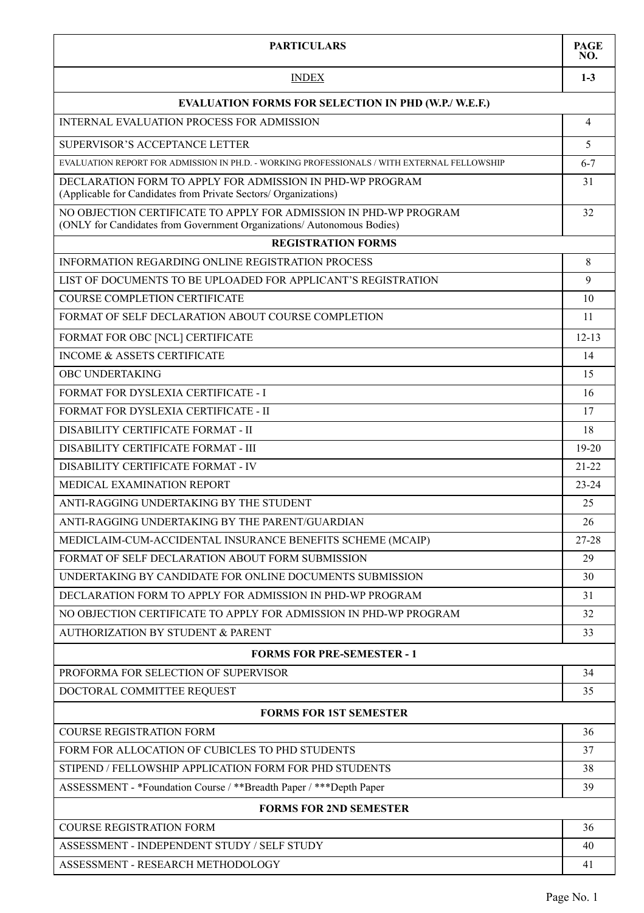| PARTICULARS | PAGE NO. |
|---|---|
| INDEX | **1-3** |
| **EVALUATION FORMS FOR SELECTION IN PHD (W.P./ W.E.F.)** | |
| INTERNAL EVALUATION PROCESS FOR ADMISSION | 4 |
| SUPERVISOR'S ACCEPTANCE LETTER | 5 |
| EVALUATION REPORT FOR ADMISSION IN PH.D. - WORKING PROFESSIONALS / WITH EXTERNAL FELLOWSHIP | 6-7 |
| DECLARATION FORM TO APPLY FOR ADMISSION IN PHD-WP PROGRAM (Applicable for Candidates from Private Sectors/ Organizations) | 31 |
| NO OBJECTION CERTIFICATE TO APPLY FOR ADMISSION IN PHD-WP PROGRAM (ONLY for Candidates from Government Organizations/ Autonomous Bodies) | 32 |
| **REGISTRATION FORMS** | |
| INFORMATION REGARDING ONLINE REGISTRATION PROCESS | 8 |
| LIST OF DOCUMENTS TO BE UPLOADED FOR APPLICANT'S REGISTRATION | 9 |
| COURSE COMPLETION CERTIFICATE | 10 |
| FORMAT OF SELF DECLARATION ABOUT COURSE COMPLETION | 11 |
| FORMAT FOR OBC [NCL] CERTIFICATE | 12-13 |
| INCOME & ASSETS CERTIFICATE | 14 |
| OBC UNDERTAKING | 15 |
| FORMAT FOR DYSLEXIA CERTIFICATE - I | 16 |
| FORMAT FOR DYSLEXIA CERTIFICATE - II | 17 |
| DISABILITY CERTIFICATE FORMAT - II | 18 |
| DISABILITY CERTIFICATE FORMAT - III | 19-20 |
| DISABILITY CERTIFICATE FORMAT - IV | 21-22 |
| MEDICAL EXAMINATION REPORT | 23-24 |
| ANTI-RAGGING UNDERTAKING BY THE STUDENT | 25 |
| ANTI-RAGGING UNDERTAKING BY THE PARENT/GUARDIAN | 26 |
| MEDICLAIM-CUM-ACCIDENTAL INSURANCE BENEFITS SCHEME (MCAIP) | 27-28 |
| FORMAT OF SELF DECLARATION ABOUT FORM SUBMISSION | 29 |
| UNDERTAKING BY CANDIDATE FOR ONLINE DOCUMENTS SUBMISSION | 30 |
| DECLARATION FORM TO APPLY FOR ADMISSION IN PHD-WP PROGRAM | 31 |
| NO OBJECTION CERTIFICATE TO APPLY FOR ADMISSION IN PHD-WP PROGRAM | 32 |
| AUTHORIZATION BY STUDENT & PARENT | 33 |
| **FORMS FOR PRE-SEMESTER - 1** | |
| PROFORMA FOR SELECTION OF SUPERVISOR | 34 |
| DOCTORAL COMMITTEE REQUEST | 35 |
| **FORMS FOR 1ST SEMESTER** | |
| COURSE REGISTRATION FORM | 36 |
| FORM FOR ALLOCATION OF CUBICLES TO PHD STUDENTS | 37 |
| STIPEND / FELLOWSHIP APPLICATION FORM FOR PHD STUDENTS | 38 |
| ASSESSMENT - *Foundation Course / **Breadth Paper / ***Depth Paper | 39 |
| **FORMS FOR 2ND SEMESTER** | |
| COURSE REGISTRATION FORM | 36 |
| ASSESSMENT - INDEPENDENT STUDY / SELF STUDY | 40 |
| ASSESSMENT - RESEARCH METHODOLOGY | 41 |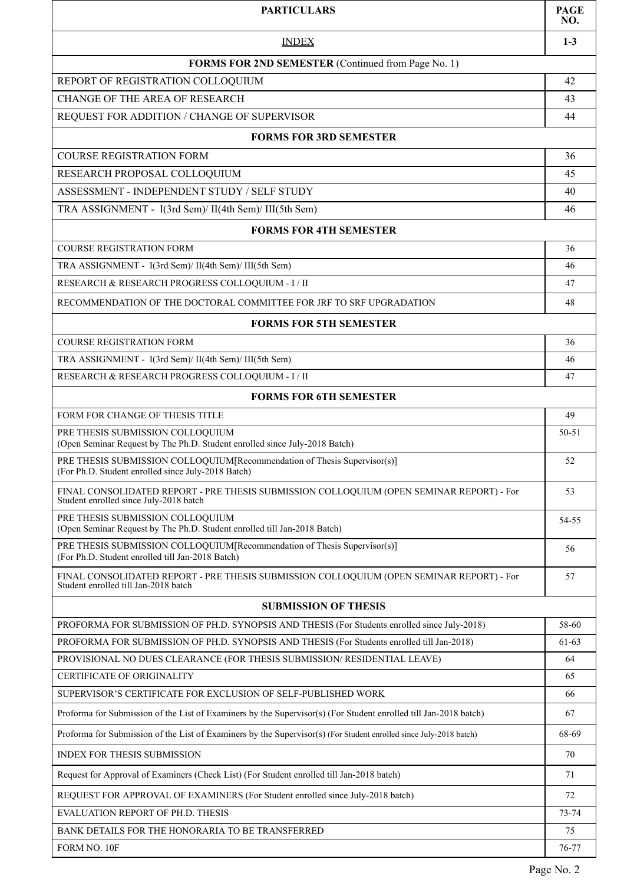| PARTICULARS | PAGE NO. |
|---|---|
| INDEX | **1-3** |
| **FORMS FOR 2ND SEMESTER** (Continued from Page No. 1) | |
| REPORT OF REGISTRATION COLLOQUIUM | 42 |
| CHANGE OF THE AREA OF RESEARCH | 43 |
| REQUEST FOR ADDITION / CHANGE OF SUPERVISOR | 44 |
| **FORMS FOR 3RD SEMESTER** | |
| COURSE REGISTRATION FORM | 36 |
| RESEARCH PROPOSAL COLLOQUIUM | 45 |
| ASSESSMENT - INDEPENDENT STUDY / SELF STUDY | 40 |
| TRA ASSIGNMENT - I(3rd Sem)/ II(4th Sem)/ III(5th Sem) | 46 |
| **FORMS FOR 4TH SEMESTER** | |
| COURSE REGISTRATION FORM | 36 |
| TRA ASSIGNMENT - I(3rd Sem)/ II(4th Sem)/ III(5th Sem) | 46 |
| RESEARCH & RESEARCH PROGRESS COLLOQUIUM - I / II | 47 |
| RECOMMENDATION OF THE DOCTORAL COMMITTEE FOR JRF TO SRF UPGRADATION | 48 |
| **FORMS FOR 5TH SEMESTER** | |
| COURSE REGISTRATION FORM | 36 |
| TRA ASSIGNMENT - I(3rd Sem)/ II(4th Sem)/ III(5th Sem) | 46 |
| RESEARCH & RESEARCH PROGRESS COLLOQUIUM - I / II | 47 |
| **FORMS FOR 6TH SEMESTER** | |
| FORM FOR CHANGE OF THESIS TITLE | 49 |
| PRE THESIS SUBMISSION COLLOQUIUM (Open Seminar Request by The Ph.D. Student enrolled since July-2018 Batch) | 50-51 |
| PRE THESIS SUBMISSION COLLOQUIUM[Recommendation of Thesis Supervisor(s)] (For Ph.D. Student enrolled since July-2018 Batch) | 52 |
| FINAL CONSOLIDATED REPORT - PRE THESIS SUBMISSION COLLOQUIUM (OPEN SEMINAR REPORT) - For Student enrolled since July-2018 batch | 53 |
| PRE THESIS SUBMISSION COLLOQUIUM (Open Seminar Request by The Ph.D. Student enrolled till Jan-2018 Batch) | 54-55 |
| PRE THESIS SUBMISSION COLLOQUIUM[Recommendation of Thesis Supervisor(s)] (For Ph.D. Student enrolled till Jan-2018 Batch) | 56 |
| FINAL CONSOLIDATED REPORT - PRE THESIS SUBMISSION COLLOQUIUM (OPEN SEMINAR REPORT) - For Student enrolled till Jan-2018 batch | 57 |
| **SUBMISSION OF THESIS** | |
| PROFORMA FOR SUBMISSION OF PH.D. SYNOPSIS AND THESIS (For Students enrolled since July-2018) | 58-60 |
| PROFORMA FOR SUBMISSION OF PH.D. SYNOPSIS AND THESIS (For Students enrolled till Jan-2018) | 61-63 |
| PROVISIONAL NO DUES CLEARANCE (FOR THESIS SUBMISSION/ RESIDENTIAL LEAVE) | 64 |
| CERTIFICATE OF ORIGINALITY | 65 |
| SUPERVISOR'S CERTIFICATE FOR EXCLUSION OF SELF-PUBLISHED WORK | 66 |
| Proforma for Submission of the List of Examiners by the Supervisor(s) (For Student enrolled till Jan-2018 batch) | 67 |
| Proforma for Submission of the List of Examiners by the Supervisor(s) (For Student enrolled since July-2018 batch) | 68-69 |
| INDEX FOR THESIS SUBMISSION | 70 |
| Request for Approval of Examiners (Check List) (For Student enrolled till Jan-2018 batch) | 71 |
| REQUEST FOR APPROVAL OF EXAMINERS (For Student enrolled since July-2018 batch) | 72 |
| EVALUATION REPORT OF PH.D. THESIS | 73-74 |
| BANK DETAILS FOR THE HONORARIA TO BE TRANSFERRED | 75 |
| FORM NO. 10F | 76-77 |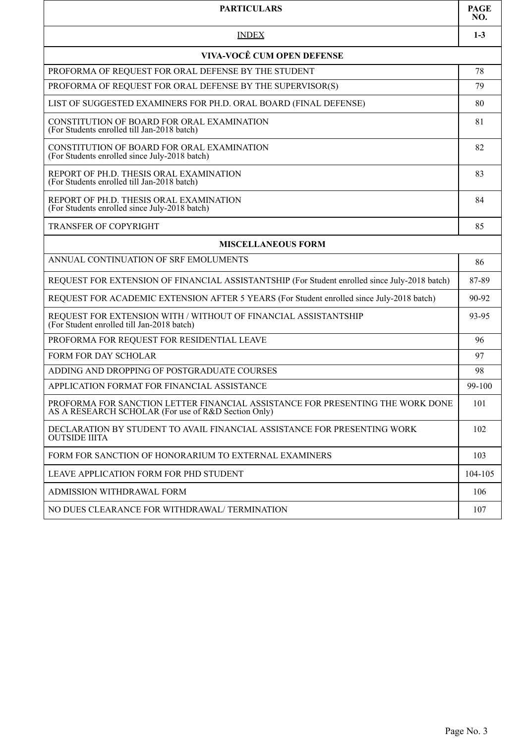| PARTICULARS | PAGE NO. |
| --- | --- |
| INDEX | **1-3** |
| **VIVA-VOCÊ CUM OPEN DEFENSE** | |
| PROFORMA OF REQUEST FOR ORAL DEFENSE BY THE STUDENT | 78 |
| PROFORMA OF REQUEST FOR ORAL DEFENSE BY THE SUPERVISOR(S) | 79 |
| LIST OF SUGGESTED EXAMINERS FOR PH.D. ORAL BOARD (FINAL DEFENSE) | 80 |
| CONSTITUTION OF BOARD FOR ORAL EXAMINATION (For Students enrolled till Jan-2018 batch) | 81 |
| CONSTITUTION OF BOARD FOR ORAL EXAMINATION (For Students enrolled since July-2018 batch) | 82 |
| REPORT OF PH.D. THESIS ORAL EXAMINATION (For Students enrolled till Jan-2018 batch) | 83 |
| REPORT OF PH.D. THESIS ORAL EXAMINATION (For Students enrolled since July-2018 batch) | 84 |
| TRANSFER OF COPYRIGHT | 85 |
| **MISCELLANEOUS FORM** | |
| ANNUAL CONTINUATION OF SRF EMOLUMENTS | 86 |
| REQUEST FOR EXTENSION OF FINANCIAL ASSISTANTSHIP (For Student enrolled since July-2018 batch) | 87-89 |
| REQUEST FOR ACADEMIC EXTENSION AFTER 5 YEARS (For Student enrolled since July-2018 batch) | 90-92 |
| REQUEST FOR EXTENSION WITH / WITHOUT OF FINANCIAL ASSISTANTSHIP (For Student enrolled till Jan-2018 batch) | 93-95 |
| PROFORMA FOR REQUEST FOR RESIDENTIAL LEAVE | 96 |
| FORM FOR DAY SCHOLAR | 97 |
| ADDING AND DROPPING OF POSTGRADUATE COURSES | 98 |
| APPLICATION FORMAT FOR FINANCIAL ASSISTANCE | 99-100 |
| PROFORMA FOR SANCTION LETTER FINANCIAL ASSISTANCE FOR PRESENTING THE WORK DONE AS A RESEARCH SCHOLAR (For use of R&D Section Only) | 101 |
| DECLARATION BY STUDENT TO AVAIL FINANCIAL ASSISTANCE FOR PRESENTING WORK OUTSIDE IIITA | 102 |
| FORM FOR SANCTION OF HONORARIUM TO EXTERNAL EXAMINERS | 103 |
| LEAVE APPLICATION FORM FOR PHD STUDENT | 104-105 |
| ADMISSION WITHDRAWAL FORM | 106 |
| NO DUES CLEARANCE FOR WITHDRAWAL/ TERMINATION | 107 |